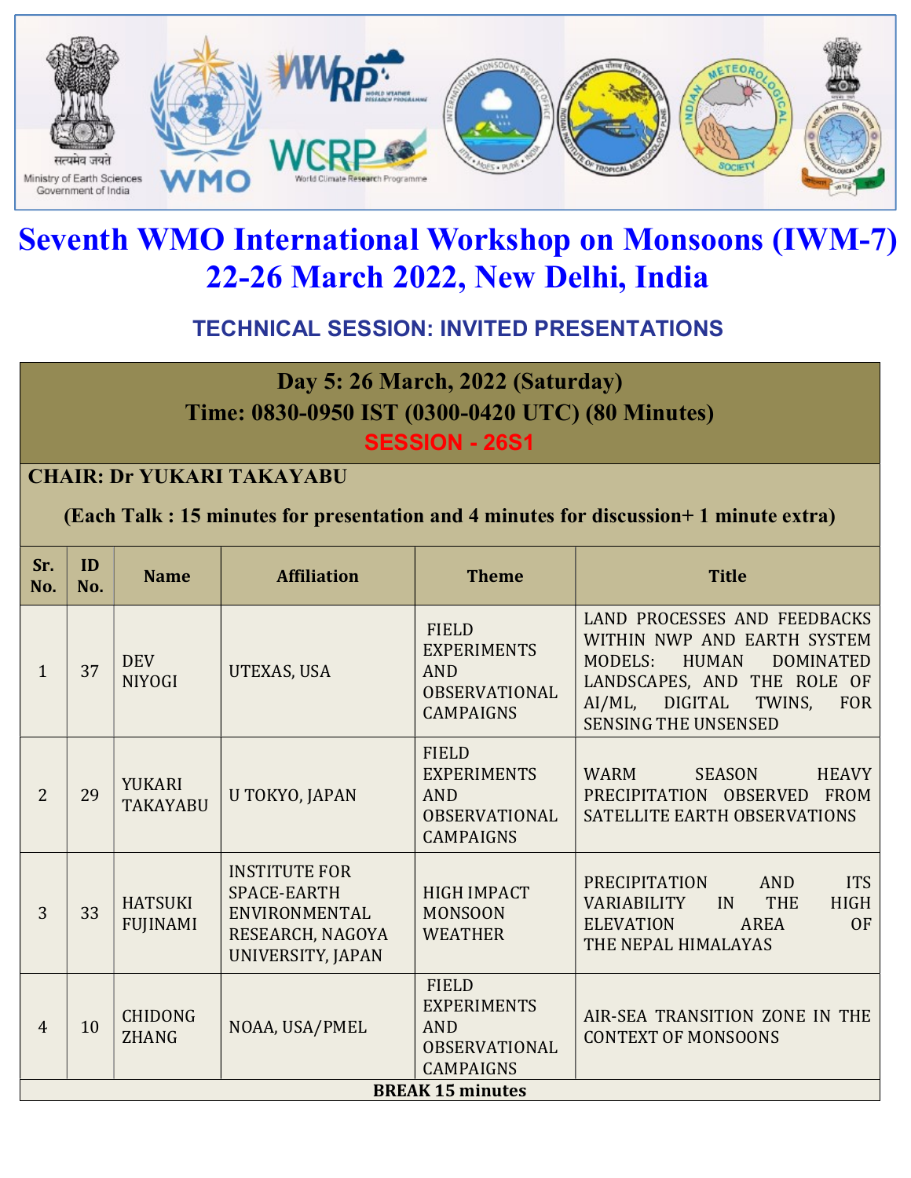# Seventh WMO International Workshop on Monsoons (IWM-7)
# 22-26 March 2022, New Delhi, India

## TECHNICAL SESSION: INVITED PRESENTATIONS

**Day 5: 26 March, 2022 (Saturday)**
**Time: 0830-0950 IST (0300-0420 UTC) (80 Minutes)**
**SESSION - 26S1**

**CHAIR: Dr YUKARI TAKAYABU**

**(Each Talk : 15 minutes for presentation and 4 minutes for discussion+ 1 minute extra)**

| Sr. No. | ID No. | Name | Affiliation | Theme | Title |
|---|---|---|---|---|---|
| 1 | 37 | DEV NIYOGI | UTEXAS, USA | FIELD EXPERIMENTS AND OBSERVATIONAL CAMPAIGNS | LAND PROCESSES AND FEEDBACKS WITHIN NWP AND EARTH SYSTEM MODELS: HUMAN DOMINATED LANDSCAPES, AND THE ROLE OF AI/ML, DIGITAL TWINS, FOR SENSING THE UNSENSED |
| 2 | 29 | YUKARI TAKAYABU | U TOKYO, JAPAN | FIELD EXPERIMENTS AND OBSERVATIONAL CAMPAIGNS | WARM SEASON HEAVY PRECIPITATION OBSERVED FROM SATELLITE EARTH OBSERVATIONS |
| 3 | 33 | HATSUKI FUJINAMI | INSTITUTE FOR SPACE-EARTH ENVIRONMENTAL RESEARCH, NAGOYA UNIVERSITY, JAPAN | HIGH IMPACT MONSOON WEATHER | PRECIPITATION AND ITS VARIABILITY IN THE HIGH ELEVATION AREA OF THE NEPAL HIMALAYAS |
| 4 | 10 | CHIDONG ZHANG | NOAA, USA/PMEL | FIELD EXPERIMENTS AND OBSERVATIONAL CAMPAIGNS | AIR-SEA TRANSITION ZONE IN THE CONTEXT OF MONSOONS |

**BREAK 15 minutes**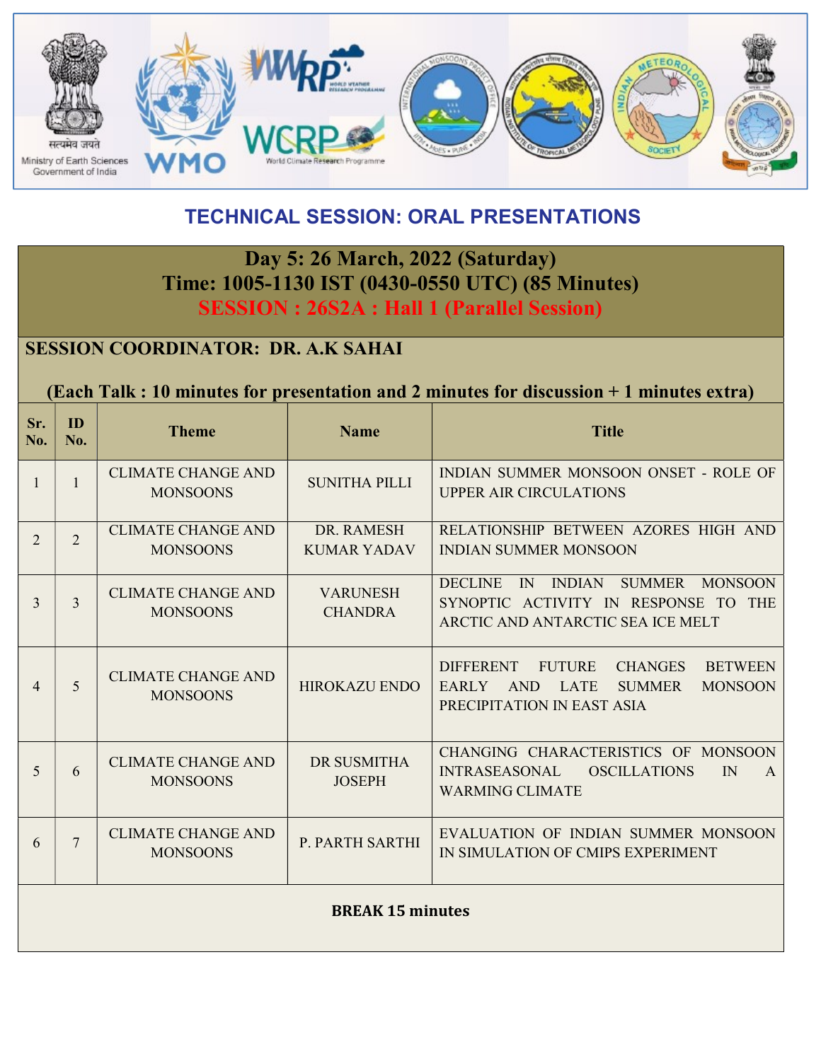## TECHNICAL SESSION: ORAL PRESENTATIONS

**Day 5: 26 March, 2022 (Saturday)**
**Time: 1005-1130 IST (0430-0550 UTC) (85 Minutes)**
**SESSION : 26S2A : Hall 1 (Parallel Session)**

**SESSION COORDINATOR: DR. A.K SAHAI**

**(Each Talk : 10 minutes for presentation and 2 minutes for discussion + 1 minutes extra)**

| Sr. No. | ID No. | Theme | Name | Title |
|---|---|---|---|---|
| 1 | 1 | CLIMATE CHANGE AND MONSOONS | SUNITHA PILLI | INDIAN SUMMER MONSOON ONSET - ROLE OF UPPER AIR CIRCULATIONS |
| 2 | 2 | CLIMATE CHANGE AND MONSOONS | DR. RAMESH KUMAR YADAV | RELATIONSHIP BETWEEN AZORES HIGH AND INDIAN SUMMER MONSOON |
| 3 | 3 | CLIMATE CHANGE AND MONSOONS | VARUNESH CHANDRA | DECLINE IN INDIAN SUMMER MONSOON SYNOPTIC ACTIVITY IN RESPONSE TO THE ARCTIC AND ANTARCTIC SEA ICE MELT |
| 4 | 5 | CLIMATE CHANGE AND MONSOONS | HIROKAZU ENDO | DIFFERENT FUTURE CHANGES BETWEEN EARLY AND LATE SUMMER MONSOON PRECIPITATION IN EAST ASIA |
| 5 | 6 | CLIMATE CHANGE AND MONSOONS | DR SUSMITHA JOSEPH | CHANGING CHARACTERISTICS OF MONSOON INTRASEASONAL OSCILLATIONS IN A WARMING CLIMATE |
| 6 | 7 | CLIMATE CHANGE AND MONSOONS | P. PARTH SARTHI | EVALUATION OF INDIAN SUMMER MONSOON IN SIMULATION OF CMIPS EXPERIMENT |

**BREAK 15 minutes**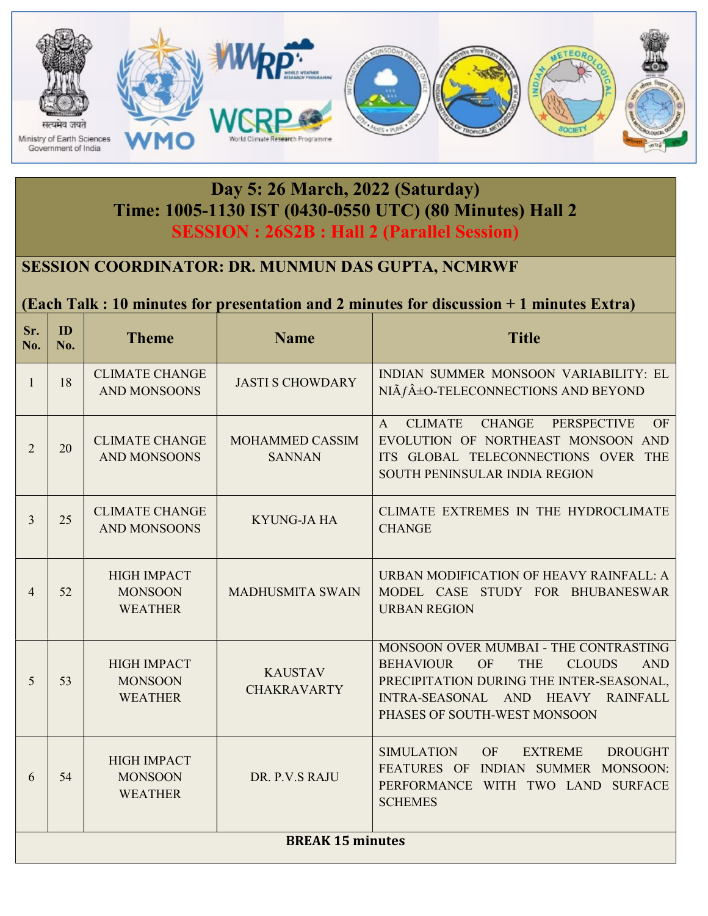# Day 5: 26 March, 2022 (Saturday)

## Time: 1005-1130 IST (0430-0550 UTC) (80 Minutes) Hall 2

## SESSION : 26S2B : Hall 2 (Parallel Session)

**SESSION COORDINATOR: DR. MUNMUN DAS GUPTA, NCMRWF**

**(Each Talk : 10 minutes for presentation and 2 minutes for discussion + 1 minutes Extra)**

| Sr. No. | ID No. | Theme | Name | Title |
|---|---|---|---|---|
| 1 | 18 | CLIMATE CHANGE AND MONSOONS | JASTI S CHOWDARY | INDIAN SUMMER MONSOON VARIABILITY: EL NIÃƒÂ±O-TELECONNECTIONS AND BEYOND |
| 2 | 20 | CLIMATE CHANGE AND MONSOONS | MOHAMMED CASSIM SANNAN | A CLIMATE CHANGE PERSPECTIVE OF EVOLUTION OF NORTHEAST MONSOON AND ITS GLOBAL TELECONNECTIONS OVER THE SOUTH PENINSULAR INDIA REGION |
| 3 | 25 | CLIMATE CHANGE AND MONSOONS | KYUNG-JA HA | CLIMATE EXTREMES IN THE HYDROCLIMATE CHANGE |
| 4 | 52 | HIGH IMPACT MONSOON WEATHER | MADHUSMITA SWAIN | URBAN MODIFICATION OF HEAVY RAINFALL: A MODEL CASE STUDY FOR BHUBANESWAR URBAN REGION |
| 5 | 53 | HIGH IMPACT MONSOON WEATHER | KAUSTAV CHAKRAVARTY | MONSOON OVER MUMBAI - THE CONTRASTING BEHAVIOUR OF THE CLOUDS AND PRECIPITATION DURING THE INTER-SEASONAL, INTRA-SEASONAL AND HEAVY RAINFALL PHASES OF SOUTH-WEST MONSOON |
| 6 | 54 | HIGH IMPACT MONSOON WEATHER | DR. P.V.S RAJU | SIMULATION OF EXTREME DROUGHT FEATURES OF INDIAN SUMMER MONSOON: PERFORMANCE WITH TWO LAND SURFACE SCHEMES |
| **BREAK 15 minutes** | | | | |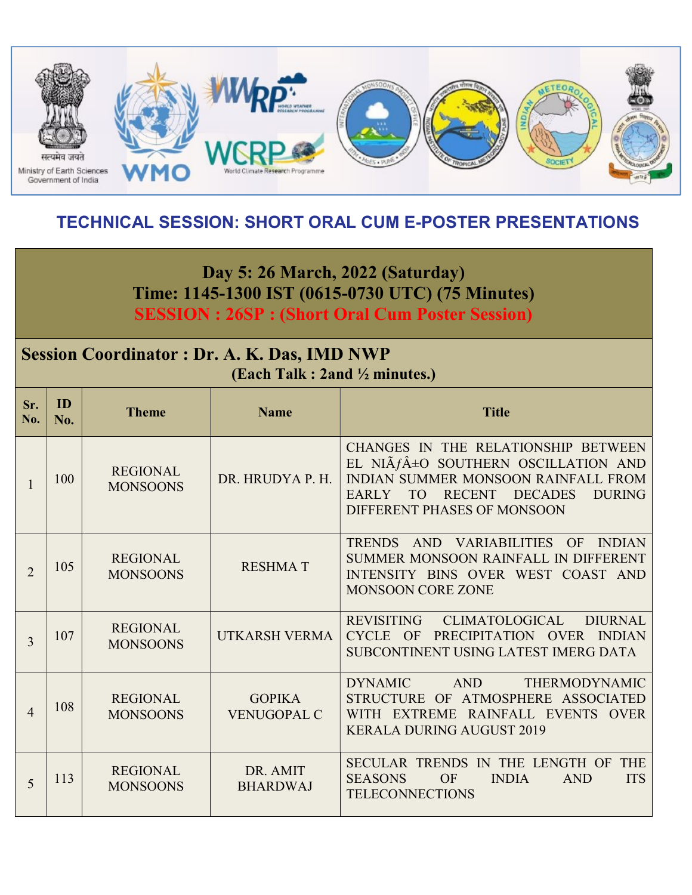## TECHNICAL SESSION: SHORT ORAL CUM E-POSTER PRESENTATIONS

**Day 5: 26 March, 2022 (Saturday)**
**Time: 1145-1300 IST (0615-0730 UTC) (75 Minutes)**
**SESSION : 26SP : (Short Oral Cum Poster Session)**

**Session Coordinator : Dr. A. K. Das, IMD NWP**
**(Each Talk : 2and ½ minutes.)**

| Sr. No. | ID No. | Theme | Name | Title |
|---|---|---|---|---|
| 1 | 100 | REGIONAL MONSOONS | DR. HRUDYA P. H. | CHANGES IN THE RELATIONSHIP BETWEEN EL NIÃƒÂ±O SOUTHERN OSCILLATION AND INDIAN SUMMER MONSOON RAINFALL FROM EARLY TO RECENT DECADES DURING DIFFERENT PHASES OF MONSOON |
| 2 | 105 | REGIONAL MONSOONS | RESHMA T | TRENDS AND VARIABILITIES OF INDIAN SUMMER MONSOON RAINFALL IN DIFFERENT INTENSITY BINS OVER WEST COAST AND MONSOON CORE ZONE |
| 3 | 107 | REGIONAL MONSOONS | UTKARSH VERMA | REVISITING CLIMATOLOGICAL DIURNAL CYCLE OF PRECIPITATION OVER INDIAN SUBCONTINENT USING LATEST IMERG DATA |
| 4 | 108 | REGIONAL MONSOONS | GOPIKA VENUGOPAL C | DYNAMIC AND THERMODYNAMIC STRUCTURE OF ATMOSPHERE ASSOCIATED WITH EXTREME RAINFALL EVENTS OVER KERALA DURING AUGUST 2019 |
| 5 | 113 | REGIONAL MONSOONS | DR. AMIT BHARDWAJ | SECULAR TRENDS IN THE LENGTH OF THE SEASONS OF INDIA AND ITS TELECONNECTIONS |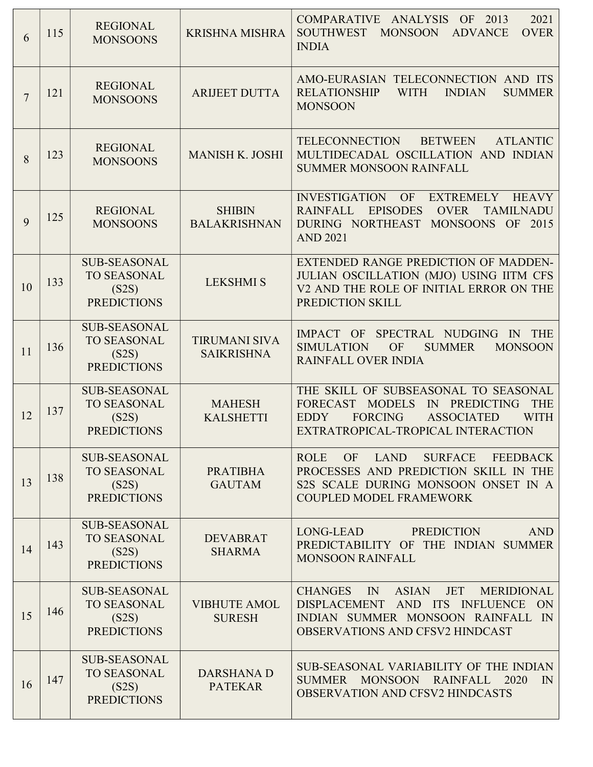| | | | | |
|---|---|---|---|---|
| 6 | 115 | REGIONAL MONSOONS | KRISHNA MISHRA | COMPARATIVE ANALYSIS OF 2013 2021 SOUTHWEST MONSOON ADVANCE OVER INDIA |
| 7 | 121 | REGIONAL MONSOONS | ARIJEET DUTTA | AMO-EURASIAN TELECONNECTION AND ITS RELATIONSHIP WITH INDIAN SUMMER MONSOON |
| 8 | 123 | REGIONAL MONSOONS | MANISH K. JOSHI | TELECONNECTION BETWEEN ATLANTIC MULTIDECADAL OSCILLATION AND INDIAN SUMMER MONSOON RAINFALL |
| 9 | 125 | REGIONAL MONSOONS | SHIBIN BALAKRISHNAN | INVESTIGATION OF EXTREMELY HEAVY RAINFALL EPISODES OVER TAMILNADU DURING NORTHEAST MONSOONS OF 2015 AND 2021 |
| 10 | 133 | SUB-SEASONAL TO SEASONAL (S2S) PREDICTIONS | LEKSHMI S | EXTENDED RANGE PREDICTION OF MADDEN-JULIAN OSCILLATION (MJO) USING IITM CFS V2 AND THE ROLE OF INITIAL ERROR ON THE PREDICTION SKILL |
| 11 | 136 | SUB-SEASONAL TO SEASONAL (S2S) PREDICTIONS | TIRUMANI SIVA SAIKRISHNA | IMPACT OF SPECTRAL NUDGING IN THE SIMULATION OF SUMMER MONSOON RAINFALL OVER INDIA |
| 12 | 137 | SUB-SEASONAL TO SEASONAL (S2S) PREDICTIONS | MAHESH KALSHETTI | THE SKILL OF SUBSEASONAL TO SEASONAL FORECAST MODELS IN PREDICTING THE EDDY FORCING ASSOCIATED WITH EXTRATROPICAL-TROPICAL INTERACTION |
| 13 | 138 | SUB-SEASONAL TO SEASONAL (S2S) PREDICTIONS | PRATIBHA GAUTAM | ROLE OF LAND SURFACE FEEDBACK PROCESSES AND PREDICTION SKILL IN THE S2S SCALE DURING MONSOON ONSET IN A COUPLED MODEL FRAMEWORK |
| 14 | 143 | SUB-SEASONAL TO SEASONAL (S2S) PREDICTIONS | DEVABRAT SHARMA | LONG-LEAD PREDICTION AND PREDICTABILITY OF THE INDIAN SUMMER MONSOON RAINFALL |
| 15 | 146 | SUB-SEASONAL TO SEASONAL (S2S) PREDICTIONS | VIBHUTE AMOL SURESH | CHANGES IN ASIAN JET MERIDIONAL DISPLACEMENT AND ITS INFLUENCE ON INDIAN SUMMER MONSOON RAINFALL IN OBSERVATIONS AND CFSV2 HINDCAST |
| 16 | 147 | SUB-SEASONAL TO SEASONAL (S2S) PREDICTIONS | DARSHANA D PATEKAR | SUB-SEASONAL VARIABILITY OF THE INDIAN SUMMER MONSOON RAINFALL 2020 IN OBSERVATION AND CFSV2 HINDCASTS |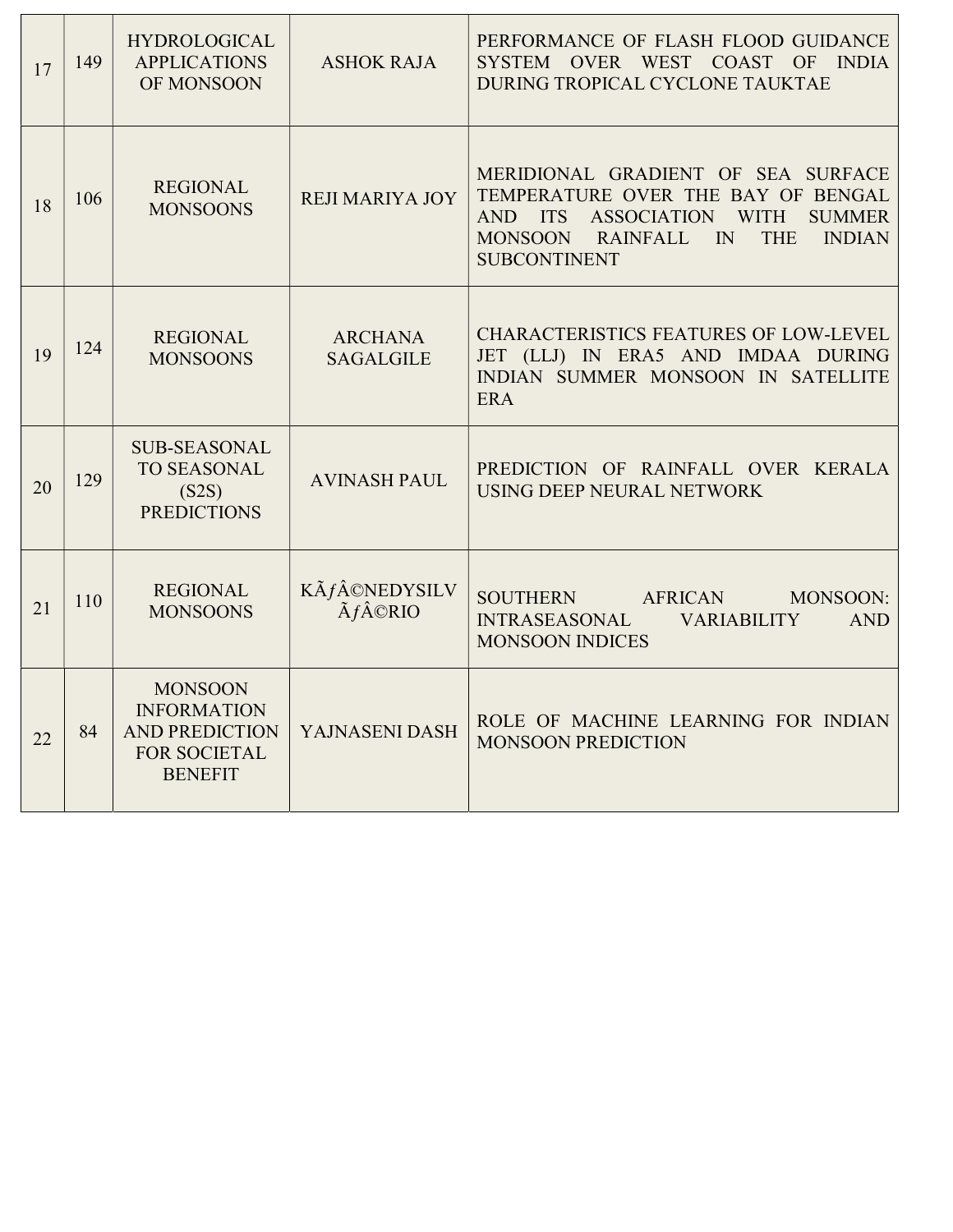| 17 | 149 | HYDROLOGICAL APPLICATIONS OF MONSOON | ASHOK RAJA | PERFORMANCE OF FLASH FLOOD GUIDANCE SYSTEM OVER WEST COAST OF INDIA DURING TROPICAL CYCLONE TAUKTAE |
|---|---|---|---|---|
| 18 | 106 | REGIONAL MONSOONS | REJI MARIYA JOY | MERIDIONAL GRADIENT OF SEA SURFACE TEMPERATURE OVER THE BAY OF BENGAL AND ITS ASSOCIATION WITH SUMMER MONSOON RAINFALL IN THE INDIAN SUBCONTINENT |
| 19 | 124 | REGIONAL MONSOONS | ARCHANA SAGALGILE | CHARACTERISTICS FEATURES OF LOW-LEVEL JET (LLJ) IN ERA5 AND IMDAA DURING INDIAN SUMMER MONSOON IN SATELLITE ERA |
| 20 | 129 | SUB-SEASONAL TO SEASONAL (S2S) PREDICTIONS | AVINASH PAUL | PREDICTION OF RAINFALL OVER KERALA USING DEEP NEURAL NETWORK |
| 21 | 110 | REGIONAL MONSOONS | KÃƒÂ©NEDYSILV ÃƒÂ©RIO | SOUTHERN AFRICAN MONSOON: INTRASEASONAL VARIABILITY AND MONSOON INDICES |
| 22 | 84 | MONSOON INFORMATION AND PREDICTION FOR SOCIETAL BENEFIT | YAJNASENI DASH | ROLE OF MACHINE LEARNING FOR INDIAN MONSOON PREDICTION |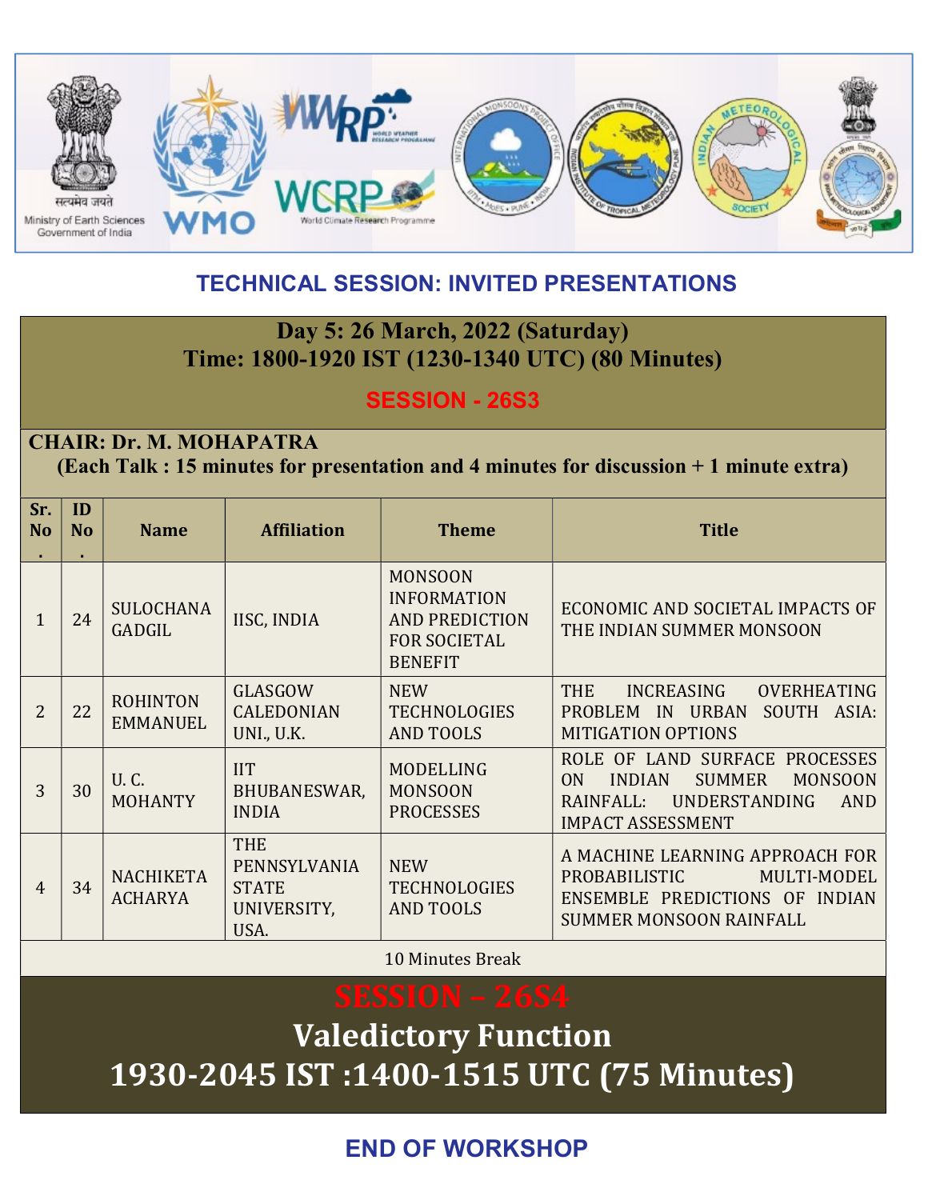## TECHNICAL SESSION: INVITED PRESENTATIONS

**Day 5: 26 March, 2022 (Saturday)**
**Time: 1800-1920 IST (1230-1340 UTC) (80 Minutes)**

**SESSION - 26S3**

**CHAIR: Dr. M. MOHAPATRA**
**(Each Talk : 15 minutes for presentation and 4 minutes for discussion + 1 minute extra)**

| Sr. No. | ID No. | Name | Affiliation | Theme | Title |
|---|---|---|---|---|---|
| 1 | 24 | SULOCHANA GADGIL | IISC, INDIA | MONSOON INFORMATION AND PREDICTION FOR SOCIETAL BENEFIT | ECONOMIC AND SOCIETAL IMPACTS OF THE INDIAN SUMMER MONSOON |
| 2 | 22 | ROHINTON EMMANUEL | GLASGOW CALEDONIAN UNI., U.K. | NEW TECHNOLOGIES AND TOOLS | THE INCREASING OVERHEATING PROBLEM IN URBAN SOUTH ASIA: MITIGATION OPTIONS |
| 3 | 30 | U. C. MOHANTY | IIT BHUBANESWAR, INDIA | MODELLING MONSOON PROCESSES | ROLE OF LAND SURFACE PROCESSES ON INDIAN SUMMER MONSOON RAINFALL: UNDERSTANDING AND IMPACT ASSESSMENT |
| 4 | 34 | NACHIKETA ACHARYA | THE PENNSYLVANIA STATE UNIVERSITY, USA. | NEW TECHNOLOGIES AND TOOLS | A MACHINE LEARNING APPROACH FOR PROBABILISTIC MULTI-MODEL ENSEMBLE PREDICTIONS OF INDIAN SUMMER MONSOON RAINFALL |

10 Minutes Break

**SESSION – 26S4**
**Valedictory Function**
**1930-2045 IST :1400-1515 UTC (75 Minutes)**

## END OF WORKSHOP